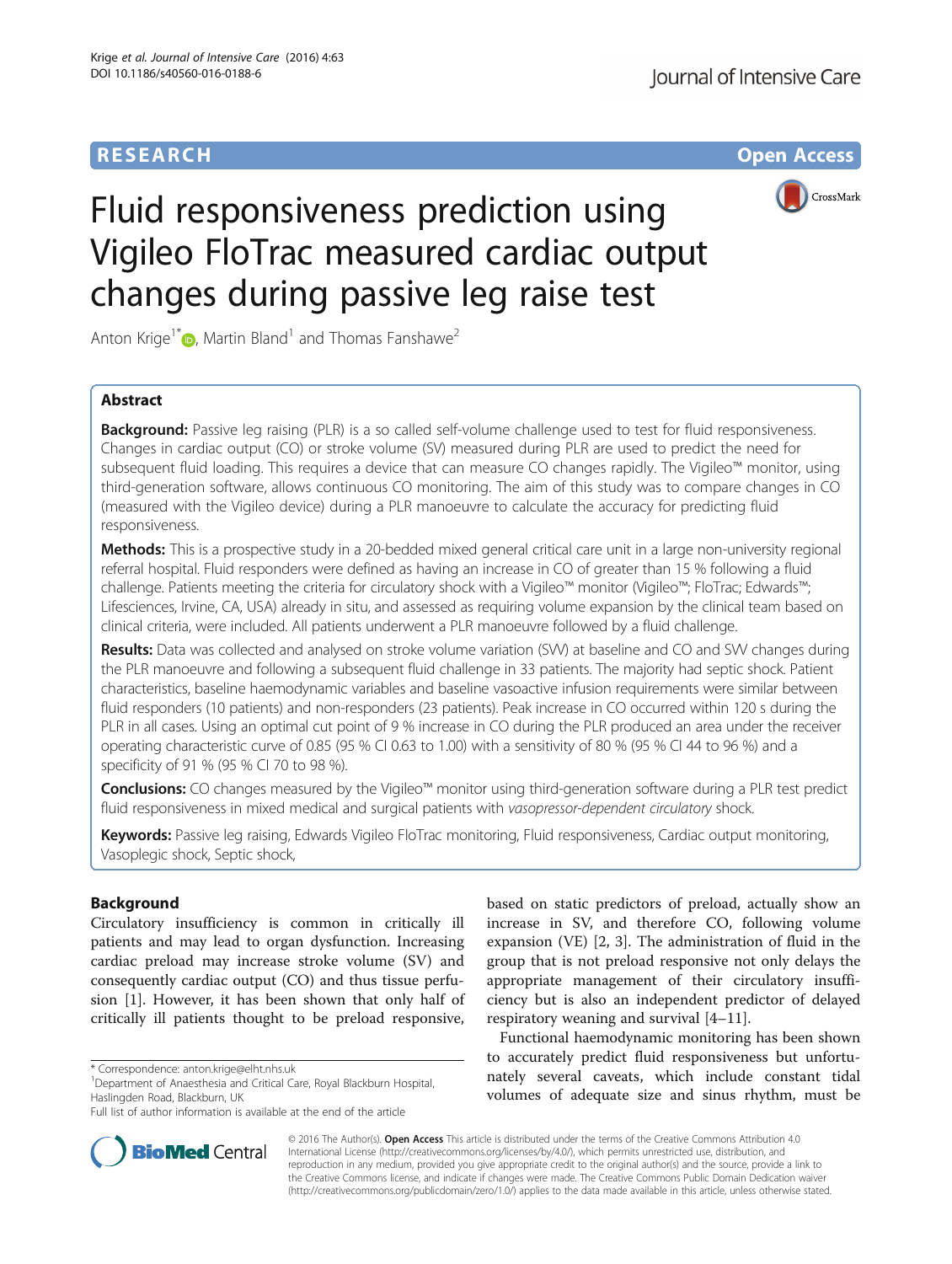**RESEARCH** **Open Access**

# Fluid responsiveness prediction using Vigileo FloTrac measured cardiac output changes during passive leg raise test

Anton Krige[1*], Martin Bland[1] and Thomas Fanshawe[2]

## Abstract

**Background:** Passive leg raising (PLR) is a so called self-volume challenge used to test for fluid responsiveness. Changes in cardiac output (CO) or stroke volume (SV) measured during PLR are used to predict the need for subsequent fluid loading. This requires a device that can measure CO changes rapidly. The Vigileo™ monitor, using third-generation software, allows continuous CO monitoring. The aim of this study was to compare changes in CO (measured with the Vigileo device) during a PLR manoeuvre to calculate the accuracy for predicting fluid responsiveness.

**Methods:** This is a prospective study in a 20-bedded mixed general critical care unit in a large non-university regional referral hospital. Fluid responders were defined as having an increase in CO of greater than 15 % following a fluid challenge. Patients meeting the criteria for circulatory shock with a Vigileo™ monitor (Vigileo™; FloTrac; Edwards™; Lifesciences, Irvine, CA, USA) already in situ, and assessed as requiring volume expansion by the clinical team based on clinical criteria, were included. All patients underwent a PLR manoeuvre followed by a fluid challenge.

**Results:** Data was collected and analysed on stroke volume variation (SVV) at baseline and CO and SVV changes during the PLR manoeuvre and following a subsequent fluid challenge in 33 patients. The majority had septic shock. Patient characteristics, baseline haemodynamic variables and baseline vasoactive infusion requirements were similar between fluid responders (10 patients) and non-responders (23 patients). Peak increase in CO occurred within 120 s during the PLR in all cases. Using an optimal cut point of 9 % increase in CO during the PLR produced an area under the receiver operating characteristic curve of 0.85 (95 % CI 0.63 to 1.00) with a sensitivity of 80 % (95 % CI 44 to 96 %) and a specificity of 91 % (95 % CI 70 to 98 %).

**Conclusions:** CO changes measured by the Vigileo™ monitor using third-generation software during a PLR test predict fluid responsiveness in mixed medical and surgical patients with *vasopressor-dependent circulatory* shock.

**Keywords:** Passive leg raising, Edwards Vigileo FloTrac monitoring, Fluid responsiveness, Cardiac output monitoring, Vasoplegic shock, Septic shock,

## Background

Circulatory insufficiency is common in critically ill patients and may lead to organ dysfunction. Increasing cardiac preload may increase stroke volume (SV) and consequently cardiac output (CO) and thus tissue perfusion [1]. However, it has been shown that only half of critically ill patients thought to be preload responsive, based on static predictors of preload, actually show an increase in SV, and therefore CO, following volume expansion (VE) [2, 3]. The administration of fluid in the group that is not preload responsive not only delays the appropriate management of their circulatory insufficiency but is also an independent predictor of delayed respiratory weaning and survival [4–11].

Functional haemodynamic monitoring has been shown to accurately predict fluid responsiveness but unfortunately several caveats, which include constant tidal volumes of adequate size and sinus rhythm, must be

\* Correspondence: anton.krige@elht.nhs.uk
[1]Department of Anaesthesia and Critical Care, Royal Blackburn Hospital, Haslingden Road, Blackburn, UK
Full list of author information is available at the end of the article

© 2016 The Author(s). **Open Access** This article is distributed under the terms of the Creative Commons Attribution 4.0 International License (http://creativecommons.org/licenses/by/4.0/), which permits unrestricted use, distribution, and reproduction in any medium, provided you give appropriate credit to the original author(s) and the source, provide a link to the Creative Commons license, and indicate if changes were made. The Creative Commons Public Domain Dedication waiver (http://creativecommons.org/publicdomain/zero/1.0/) applies to the data made available in this article, unless otherwise stated.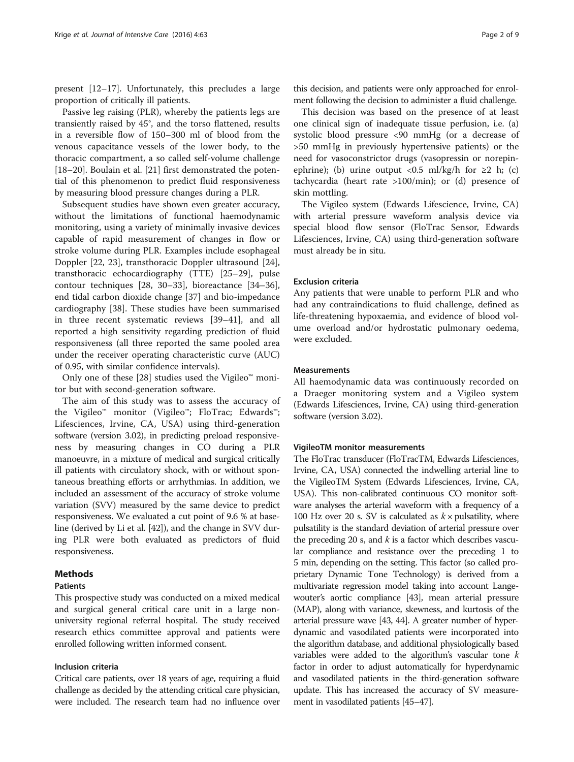present [12–17]. Unfortunately, this precludes a large proportion of critically ill patients.

Passive leg raising (PLR), whereby the patients legs are transiently raised by 45°, and the torso flattened, results in a reversible flow of 150–300 ml of blood from the venous capacitance vessels of the lower body, to the thoracic compartment, a so called self-volume challenge [18–20]. Boulain et al. [21] first demonstrated the potential of this phenomenon to predict fluid responsiveness by measuring blood pressure changes during a PLR.

Subsequent studies have shown even greater accuracy, without the limitations of functional haemodynamic monitoring, using a variety of minimally invasive devices capable of rapid measurement of changes in flow or stroke volume during PLR. Examples include esophageal Doppler [22, 23], transthoracic Doppler ultrasound [24], transthoracic echocardiography (TTE) [25–29], pulse contour techniques [28, 30–33], bioreactance [34–36], end tidal carbon dioxide change [37] and bio-impedance cardiography [38]. These studies have been summarised in three recent systematic reviews [39–41], and all reported a high sensitivity regarding prediction of fluid responsiveness (all three reported the same pooled area under the receiver operating characteristic curve (AUC) of 0.95, with similar confidence intervals).

Only one of these [28] studies used the Vigileo™ monitor but with second-generation software.

The aim of this study was to assess the accuracy of the Vigileo™ monitor (Vigileo™; FloTrac; Edwards™; Lifesciences, Irvine, CA, USA) using third-generation software (version 3.02), in predicting preload responsiveness by measuring changes in CO during a PLR manoeuvre, in a mixture of medical and surgical critically ill patients with circulatory shock, with or without spontaneous breathing efforts or arrhythmias. In addition, we included an assessment of the accuracy of stroke volume variation (SVV) measured by the same device to predict responsiveness. We evaluated a cut point of 9.6 % at baseline (derived by Li et al. [42]), and the change in SVV during PLR were both evaluated as predictors of fluid responsiveness.

## Methods

### Patients

This prospective study was conducted on a mixed medical and surgical general critical care unit in a large non-university regional referral hospital. The study received research ethics committee approval and patients were enrolled following written informed consent.

### Inclusion criteria

Critical care patients, over 18 years of age, requiring a fluid challenge as decided by the attending critical care physician, were included. The research team had no influence over this decision, and patients were only approached for enrolment following the decision to administer a fluid challenge.

This decision was based on the presence of at least one clinical sign of inadequate tissue perfusion, i.e. (a) systolic blood pressure <90 mmHg (or a decrease of >50 mmHg in previously hypertensive patients) or the need for vasoconstrictor drugs (vasopressin or norepinephrine); (b) urine output <0.5 ml/kg/h for ≥2 h; (c) tachycardia (heart rate >100/min); or (d) presence of skin mottling.

The Vigileo system (Edwards Lifescience, Irvine, CA) with arterial pressure waveform analysis device via special blood flow sensor (FloTrac Sensor, Edwards Lifesciences, Irvine, CA) using third-generation software must already be in situ.

### Exclusion criteria

Any patients that were unable to perform PLR and who had any contraindications to fluid challenge, defined as life-threatening hypoxaemia, and evidence of blood volume overload and/or hydrostatic pulmonary oedema, were excluded.

### Measurements

All haemodynamic data was continuously recorded on a Draeger monitoring system and a Vigileo system (Edwards Lifesciences, Irvine, CA) using third-generation software (version 3.02).

### VigileoTM monitor measurements

The FloTrac transducer (FloTracTM, Edwards Lifesciences, Irvine, CA, USA) connected the indwelling arterial line to the VigileoTM System (Edwards Lifesciences, Irvine, CA, USA). This non-calibrated continuous CO monitor software analyses the arterial waveform with a frequency of a 100 Hz over 20 s. SV is calculated as $k \times$ pulsatility, where pulsatility is the standard deviation of arterial pressure over the preceding 20 s, and $k$ is a factor which describes vascular compliance and resistance over the preceding 1 to 5 min, depending on the setting. This factor (so called proprietary Dynamic Tone Technology) is derived from a multivariate regression model taking into account Langewouter's aortic compliance [43], mean arterial pressure (MAP), along with variance, skewness, and kurtosis of the arterial pressure wave [43, 44]. A greater number of hyperdynamic and vasodilated patients were incorporated into the algorithm database, and additional physiologically based variables were added to the algorithm's vascular tone $k$ factor in order to adjust automatically for hyperdynamic and vasodilated patients in the third-generation software update. This has increased the accuracy of SV measurement in vasodilated patients [45–47].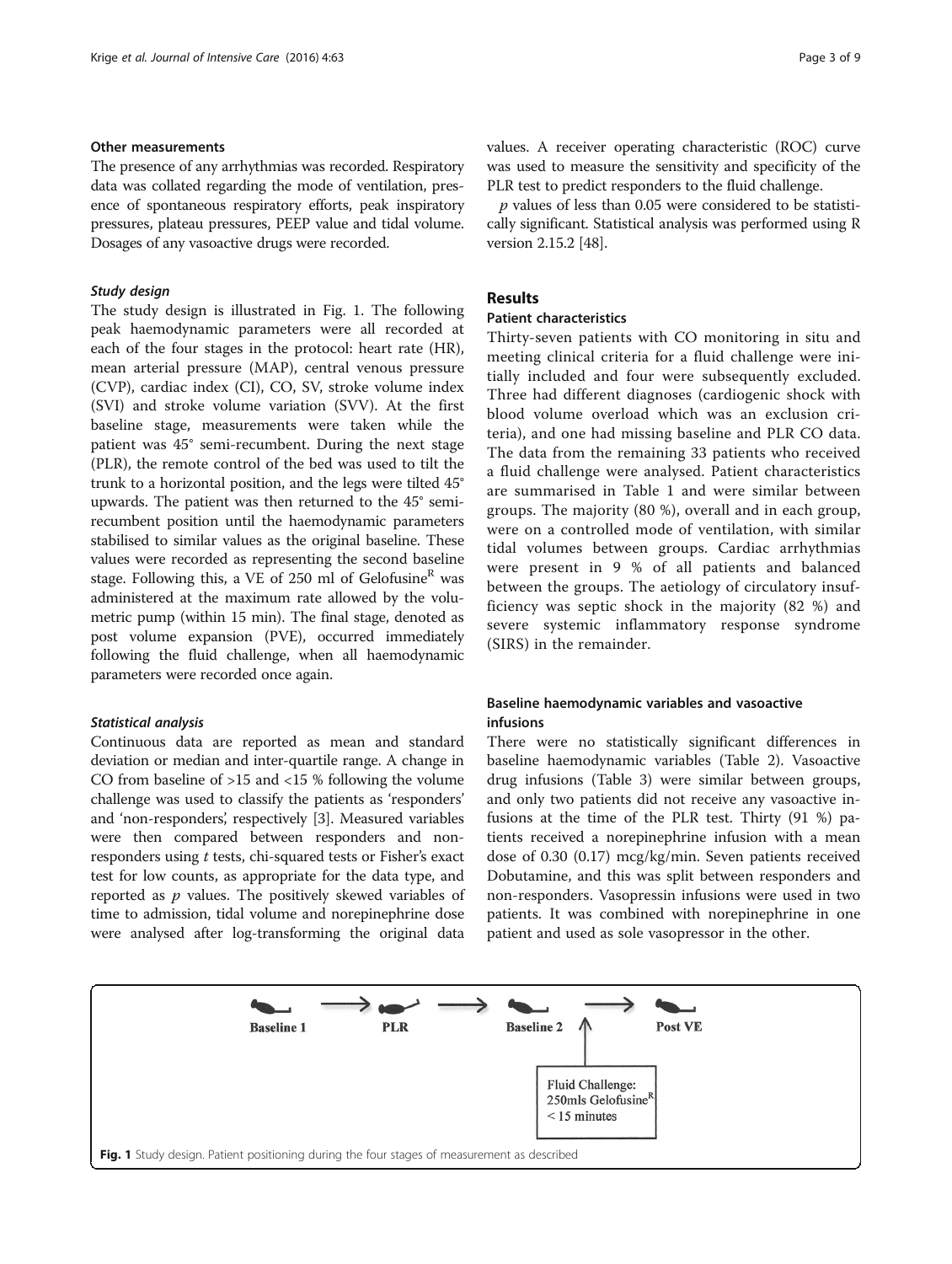#### Other measurements

The presence of any arrhythmias was recorded. Respiratory data was collated regarding the mode of ventilation, presence of spontaneous respiratory efforts, peak inspiratory pressures, plateau pressures, PEEP value and tidal volume. Dosages of any vasoactive drugs were recorded.

#### *Study design*

The study design is illustrated in Fig. 1. The following peak haemodynamic parameters were all recorded at each of the four stages in the protocol: heart rate (HR), mean arterial pressure (MAP), central venous pressure (CVP), cardiac index (CI), CO, SV, stroke volume index (SVI) and stroke volume variation (SVV). At the first baseline stage, measurements were taken while the patient was 45° semi-recumbent. During the next stage (PLR), the remote control of the bed was used to tilt the trunk to a horizontal position, and the legs were tilted 45° upwards. The patient was then returned to the 45° semi-recumbent position until the haemodynamic parameters stabilised to similar values as the original baseline. These values were recorded as representing the second baseline stage. Following this, a VE of 250 ml of Gelofusine[R] was administered at the maximum rate allowed by the volumetric pump (within 15 min). The final stage, denoted as post volume expansion (PVE), occurred immediately following the fluid challenge, when all haemodynamic parameters were recorded once again.

#### *Statistical analysis*

Continuous data are reported as mean and standard deviation or median and inter-quartile range. A change in CO from baseline of >15 and <15 % following the volume challenge was used to classify the patients as 'responders' and 'non-responders', respectively [3]. Measured variables were then compared between responders and non-responders using *t* tests, chi-squared tests or Fisher's exact test for low counts, as appropriate for the data type, and reported as *p* values. The positively skewed variables of time to admission, tidal volume and norepinephrine dose were analysed after log-transforming the original data values. A receiver operating characteristic (ROC) curve was used to measure the sensitivity and specificity of the PLR test to predict responders to the fluid challenge.

*p* values of less than 0.05 were considered to be statistically significant. Statistical analysis was performed using R version 2.15.2 [48].

## Results

### Patient characteristics

Thirty-seven patients with CO monitoring in situ and meeting clinical criteria for a fluid challenge were initially included and four were subsequently excluded. Three had different diagnoses (cardiogenic shock with blood volume overload which was an exclusion criteria), and one had missing baseline and PLR CO data. The data from the remaining 33 patients who received a fluid challenge were analysed. Patient characteristics are summarised in Table 1 and were similar between groups. The majority (80 %), overall and in each group, were on a controlled mode of ventilation, with similar tidal volumes between groups. Cardiac arrhythmias were present in 9 % of all patients and balanced between the groups. The aetiology of circulatory insufficiency was septic shock in the majority (82 %) and severe systemic inflammatory response syndrome (SIRS) in the remainder.

### Baseline haemodynamic variables and vasoactive infusions

There were no statistically significant differences in baseline haemodynamic variables (Table 2). Vasoactive drug infusions (Table 3) were similar between groups, and only two patients did not receive any vasoactive infusions at the time of the PLR test. Thirty (91 %) patients received a norepinephrine infusion with a mean dose of 0.30 (0.17) mcg/kg/min. Seven patients received Dobutamine, and this was split between responders and non-responders. Vasopressin infusions were used in two patients. It was combined with norepinephrine in one patient and used as sole vasopressor in the other.

Baseline 1 → PLR → Baseline 2 → Post VE

Fluid Challenge: 250mls Gelofusine[R] < 15 minutes

**Fig. 1** Study design. Patient positioning during the four stages of measurement as described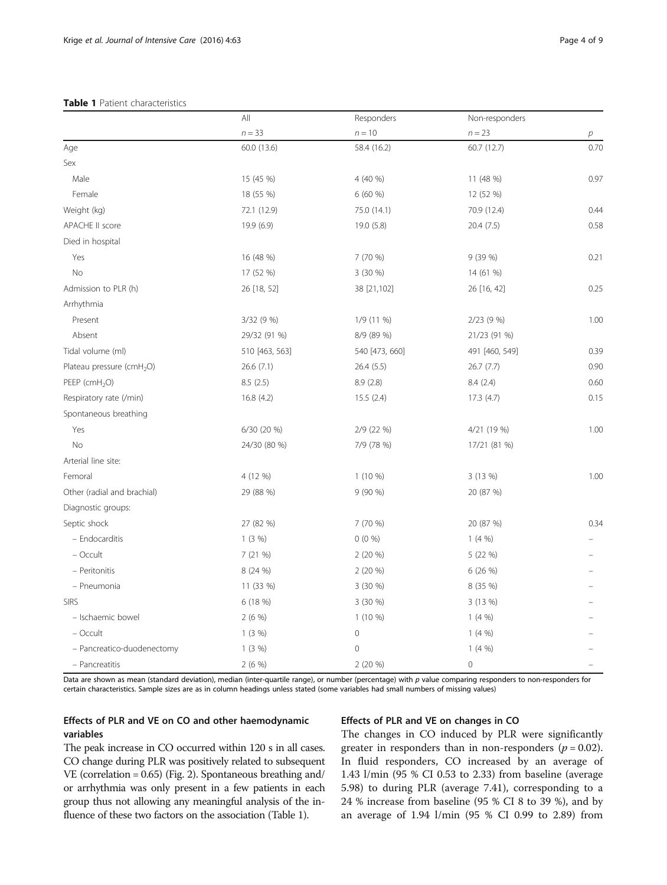**Table 1** Patient characteristics

| | All | Responders | Non-responders | |
|---|---|---|---|---|
| | $n = 33$ | $n = 10$ | $n = 23$ | $p$ |
| Age | 60.0 (13.6) | 58.4 (16.2) | 60.7 (12.7) | 0.70 |
| Sex | | | | |
| Male | 15 (45 %) | 4 (40 %) | 11 (48 %) | 0.97 |
| Female | 18 (55 %) | 6 (60 %) | 12 (52 %) | |
| Weight (kg) | 72.1 (12.9) | 75.0 (14.1) | 70.9 (12.4) | 0.44 |
| APACHE II score | 19.9 (6.9) | 19.0 (5.8) | 20.4 (7.5) | 0.58 |
| Died in hospital | | | | |
| Yes | 16 (48 %) | 7 (70 %) | 9 (39 %) | 0.21 |
| No | 17 (52 %) | 3 (30 %) | 14 (61 %) | |
| Admission to PLR (h) | 26 [18, 52] | 38 [21,102] | 26 [16, 42] | 0.25 |
| Arrhythmia | | | | |
| Present | 3/32 (9 %) | 1/9 (11 %) | 2/23 (9 %) | 1.00 |
| Absent | 29/32 (91 %) | 8/9 (89 %) | 21/23 (91 %) | |
| Tidal volume (ml) | 510 [463, 563] | 540 [473, 660] | 491 [460, 549] | 0.39 |
| Plateau pressure (cm$H_2O$) | 26.6 (7.1) | 26.4 (5.5) | 26.7 (7.7) | 0.90 |
| PEEP (cm$H_2O$) | 8.5 (2.5) | 8.9 (2.8) | 8.4 (2.4) | 0.60 |
| Respiratory rate (/min) | 16.8 (4.2) | 15.5 (2.4) | 17.3 (4.7) | 0.15 |
| Spontaneous breathing | | | | |
| Yes | 6/30 (20 %) | 2/9 (22 %) | 4/21 (19 %) | 1.00 |
| No | 24/30 (80 %) | 7/9 (78 %) | 17/21 (81 %) | |
| Arterial line site: | | | | |
| Femoral | 4 (12 %) | 1 (10 %) | 3 (13 %) | 1.00 |
| Other (radial and brachial) | 29 (88 %) | 9 (90 %) | 20 (87 %) | |
| Diagnostic groups: | | | | |
| Septic shock | 27 (82 %) | 7 (70 %) | 20 (87 %) | 0.34 |
| – Endocarditis | 1 (3 %) | 0 (0 %) | 1 (4 %) | – |
| – Occult | 7 (21 %) | 2 (20 %) | 5 (22 %) | – |
| – Peritonitis | 8 (24 %) | 2 (20 %) | 6 (26 %) | – |
| – Pneumonia | 11 (33 %) | 3 (30 %) | 8 (35 %) | – |
| SIRS | 6 (18 %) | 3 (30 %) | 3 (13 %) | – |
| – Ischaemic bowel | 2 (6 %) | 1 (10 %) | 1 (4 %) | – |
| – Occult | 1 (3 %) | 0 | 1 (4 %) | – |
| – Pancreatico-duodenectomy | 1 (3 %) | 0 | 1 (4 %) | – |
| – Pancreatitis | 2 (6 %) | 2 (20 %) | 0 | – |

Data are shown as mean (standard deviation), median (inter-quartile range), or number (percentage) with $p$ value comparing responders to non-responders for certain characteristics. Sample sizes are as in column headings unless stated (some variables had small numbers of missing values)

### Effects of PLR and VE on CO and other haemodynamic variables

The peak increase in CO occurred within 120 s in all cases. CO change during PLR was positively related to subsequent VE (correlation = 0.65) (Fig. 2). Spontaneous breathing and/or arrhythmia was only present in a few patients in each group thus not allowing any meaningful analysis of the influence of these two factors on the association (Table 1).

### Effects of PLR and VE on changes in CO

The changes in CO induced by PLR were significantly greater in responders than in non-responders ($p = 0.02$). In fluid responders, CO increased by an average of 1.43 l/min (95 % CI 0.53 to 2.33) from baseline (average 5.98) to during PLR (average 7.41), corresponding to a 24 % increase from baseline (95 % CI 8 to 39 %), and by an average of 1.94 l/min (95 % CI 0.99 to 2.89) from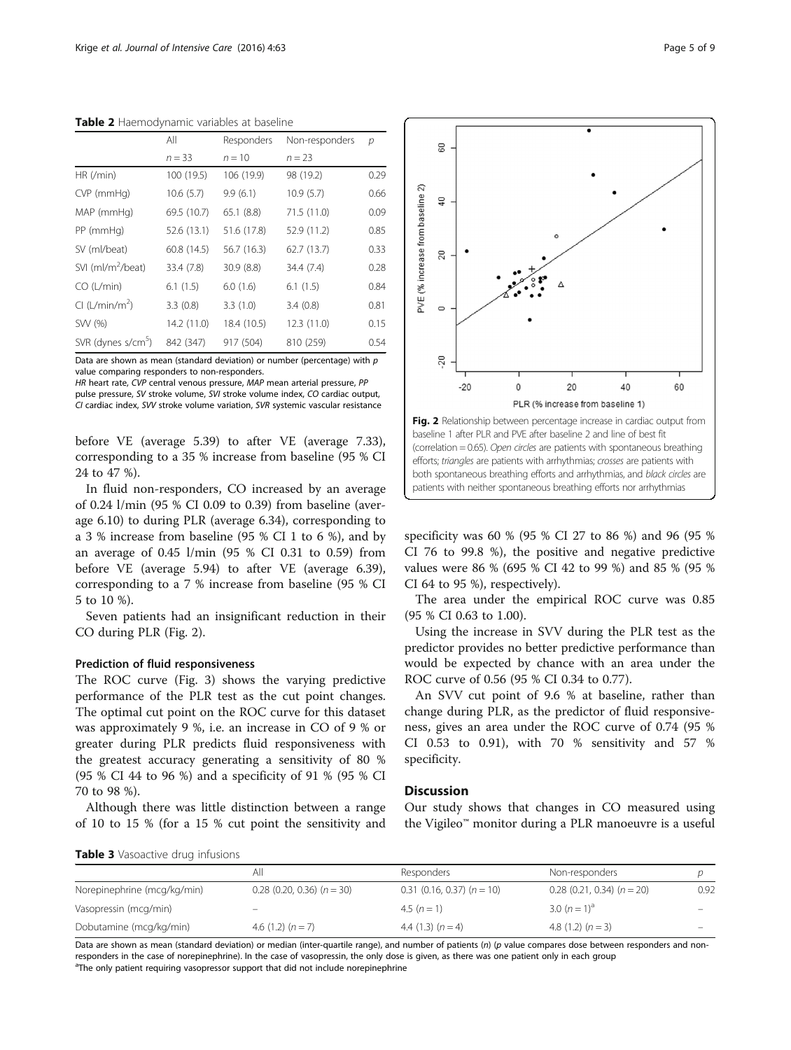**Table 2** Haemodynamic variables at baseline

| | All | Responders | Non-responders | p |
|---|---|---|---|---|
| | n = 33 | n = 10 | n = 23 | |
| HR (/min) | 100 (19.5) | 106 (19.9) | 98 (19.2) | 0.29 |
| CVP (mmHg) | 10.6 (5.7) | 9.9 (6.1) | 10.9 (5.7) | 0.66 |
| MAP (mmHg) | 69.5 (10.7) | 65.1 (8.8) | 71.5 (11.0) | 0.09 |
| PP (mmHg) | 52.6 (13.1) | 51.6 (17.8) | 52.9 (11.2) | 0.85 |
| SV (ml/beat) | 60.8 (14.5) | 56.7 (16.3) | 62.7 (13.7) | 0.33 |
| SVI (ml/m$^2$/beat) | 33.4 (7.8) | 30.9 (8.8) | 34.4 (7.4) | 0.28 |
| CO (L/min) | 6.1 (1.5) | 6.0 (1.6) | 6.1 (1.5) | 0.84 |
| CI (L/min/m$^2$) | 3.3 (0.8) | 3.3 (1.0) | 3.4 (0.8) | 0.81 |
| SVV (%) | 14.2 (11.0) | 18.4 (10.5) | 12.3 (11.0) | 0.15 |
| SVR (dynes s/cm$^5$) | 842 (347) | 917 (504) | 810 (259) | 0.54 |

Data are shown as mean (standard deviation) or number (percentage) with p value comparing responders to non-responders.
*HR* heart rate, *CVP* central venous pressure, *MAP* mean arterial pressure, *PP* pulse pressure, *SV* stroke volume, *SVI* stroke volume index, *CO* cardiac output, *CI* cardiac index, *SVV* stroke volume variation, *SVR* systemic vascular resistance

before VE (average 5.39) to after VE (average 7.33), corresponding to a 35 % increase from baseline (95 % CI 24 to 47 %).

In fluid non-responders, CO increased by an average of 0.24 l/min (95 % CI 0.09 to 0.39) from baseline (average 6.10) to during PLR (average 6.34), corresponding to a 3 % increase from baseline (95 % CI 1 to 6 %), and by an average of 0.45 l/min (95 % CI 0.31 to 0.59) from before VE (average 5.94) to after VE (average 6.39), corresponding to a 7 % increase from baseline (95 % CI 5 to 10 %).

Seven patients had an insignificant reduction in their CO during PLR (Fig. 2).

**Fig. 2** Relationship between percentage increase in cardiac output from baseline 1 after PLR and PVE after baseline 2 and line of best fit (correlation = 0.65). *Open circles* are patients with spontaneous breathing efforts; *triangles* are patients with arrhythmias; *crosses* are patients with both spontaneous breathing efforts and arrhythmias, and *black circles* are patients with neither spontaneous breathing efforts nor arrhythmias

#### Prediction of fluid responsiveness

The ROC curve (Fig. 3) shows the varying predictive performance of the PLR test as the cut point changes. The optimal cut point on the ROC curve for this dataset was approximately 9 %, i.e. an increase in CO of 9 % or greater during PLR predicts fluid responsiveness with the greatest accuracy generating a sensitivity of 80 % (95 % CI 44 to 96 %) and a specificity of 91 % (95 % CI 70 to 98 %).

Although there was little distinction between a range of 10 to 15 % (for a 15 % cut point the sensitivity and specificity was 60 % (95 % CI 27 to 86 %) and 96 (95 % CI 76 to 99.8 %), the positive and negative predictive values were 86 % (695 % CI 42 to 99 %) and 85 % (95 % CI 64 to 95 %), respectively).

The area under the empirical ROC curve was 0.85 (95 % CI 0.63 to 1.00).

Using the increase in SVV during the PLR test as the predictor provides no better predictive performance than would be expected by chance with an area under the ROC curve of 0.56 (95 % CI 0.34 to 0.77).

An SVV cut point of 9.6 % at baseline, rather than change during PLR, as the predictor of fluid responsiveness, gives an area under the ROC curve of 0.74 (95 % CI 0.53 to 0.91), with 70 % sensitivity and 57 % specificity.

## Discussion

Our study shows that changes in CO measured using the Vigileo™ monitor during a PLR manoeuvre is a useful

**Table 3** Vasoactive drug infusions

| | All | Responders | Non-responders | p |
|---|---|---|---|---|
| Norepinephrine (mcg/kg/min) | 0.28 (0.20, 0.36) (n = 30) | 0.31 (0.16, 0.37) (n = 10) | 0.28 (0.21, 0.34) (n = 20) | 0.92 |
| Vasopressin (mcg/min) | – | 4.5 (n = 1) | 3.0 (n = 1)[a] | – |
| Dobutamine (mcg/kg/min) | 4.6 (1.2) (n = 7) | 4.4 (1.3) (n = 4) | 4.8 (1.2) (n = 3) | – |

Data are shown as mean (standard deviation) or median (inter-quartile range), and number of patients (n) (p value compares dose between responders and non-responders in the case of norepinephrine). In the case of vasopressin, the only dose is given, as there was one patient only in each group
[a]The only patient requiring vasopressor support that did not include norepinephrine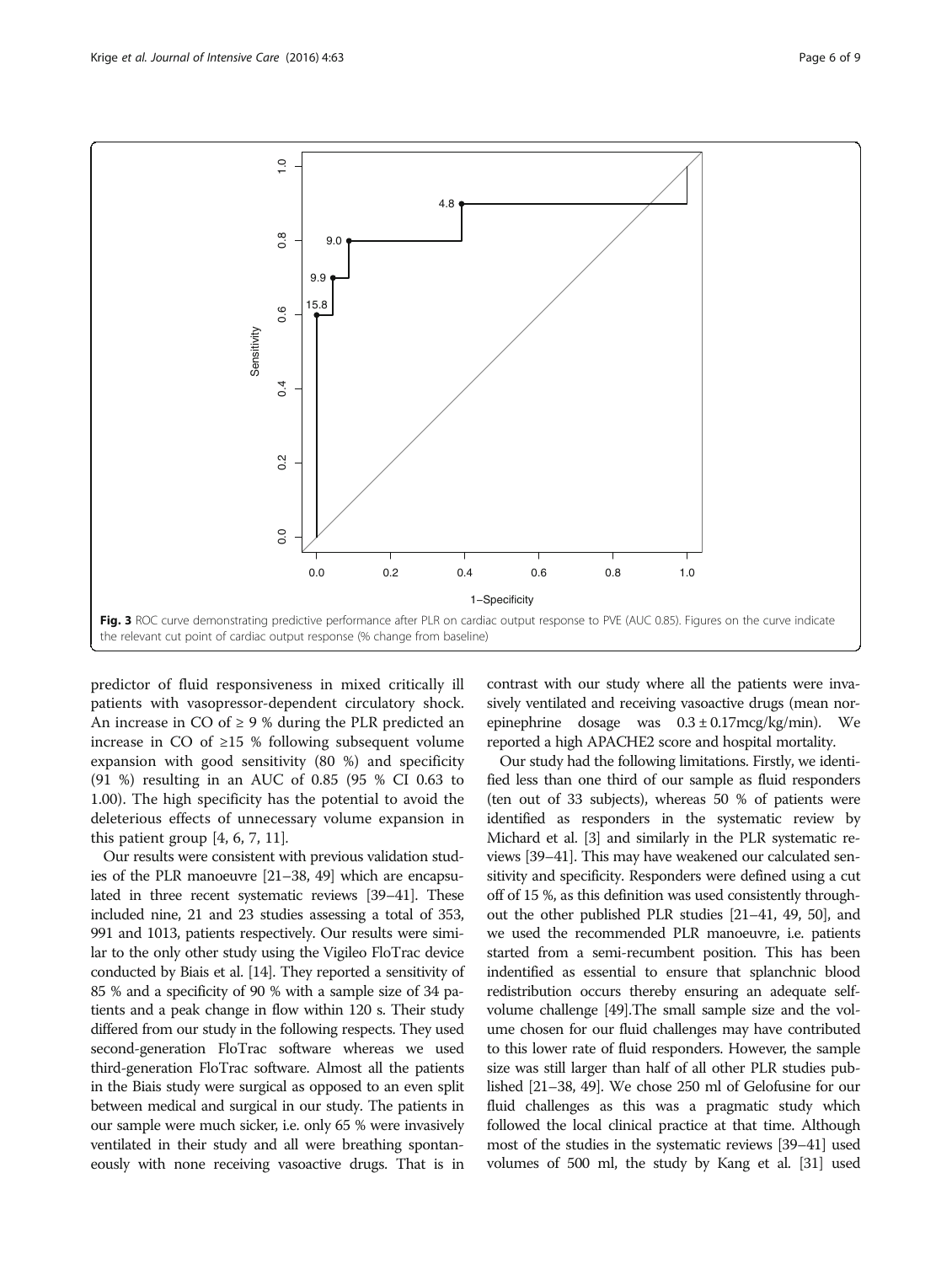Fig. 3 ROC curve demonstrating predictive performance after PLR on cardiac output response to PVE (AUC 0.85). Figures on the curve indicate the relevant cut point of cardiac output response (% change from baseline)

predictor of fluid responsiveness in mixed critically ill patients with vasopressor-dependent circulatory shock. An increase in CO of ≥ 9 % during the PLR predicted an increase in CO of ≥15 % following subsequent volume expansion with good sensitivity (80 %) and specificity (91 %) resulting in an AUC of 0.85 (95 % CI 0.63 to 1.00). The high specificity has the potential to avoid the deleterious effects of unnecessary volume expansion in this patient group [4, 6, 7, 11].

Our results were consistent with previous validation studies of the PLR manoeuvre [21–38, 49] which are encapsulated in three recent systematic reviews [39–41]. These included nine, 21 and 23 studies assessing a total of 353, 991 and 1013, patients respectively. Our results were similar to the only other study using the Vigileo FloTrac device conducted by Biais et al. [14]. They reported a sensitivity of 85 % and a specificity of 90 % with a sample size of 34 patients and a peak change in flow within 120 s. Their study differed from our study in the following respects. They used second-generation FloTrac software whereas we used third-generation FloTrac software. Almost all the patients in the Biais study were surgical as opposed to an even split between medical and surgical in our study. The patients in our sample were much sicker, i.e. only 65 % were invasively ventilated in their study and all were breathing spontaneously with none receiving vasoactive drugs. That is in contrast with our study where all the patients were invasively ventilated and receiving vasoactive drugs (mean norepinephrine dosage was $0.3 \pm 0.17$mcg/kg/min). We reported a high APACHE2 score and hospital mortality.

Our study had the following limitations. Firstly, we identified less than one third of our sample as fluid responders (ten out of 33 subjects), whereas 50 % of patients were identified as responders in the systematic review by Michard et al. [3] and similarly in the PLR systematic reviews [39–41]. This may have weakened our calculated sensitivity and specificity. Responders were defined using a cut off of 15 %, as this definition was used consistently throughout the other published PLR studies [21–41, 49, 50], and we used the recommended PLR manoeuvre, i.e. patients started from a semi-recumbent position. This has been indentified as essential to ensure that splanchnic blood redistribution occurs thereby ensuring an adequate self-volume challenge [49].The small sample size and the volume chosen for our fluid challenges may have contributed to this lower rate of fluid responders. However, the sample size was still larger than half of all other PLR studies published [21–38, 49]. We chose 250 ml of Gelofusine for our fluid challenges as this was a pragmatic study which followed the local clinical practice at that time. Although most of the studies in the systematic reviews [39–41] used volumes of 500 ml, the study by Kang et al. [31] used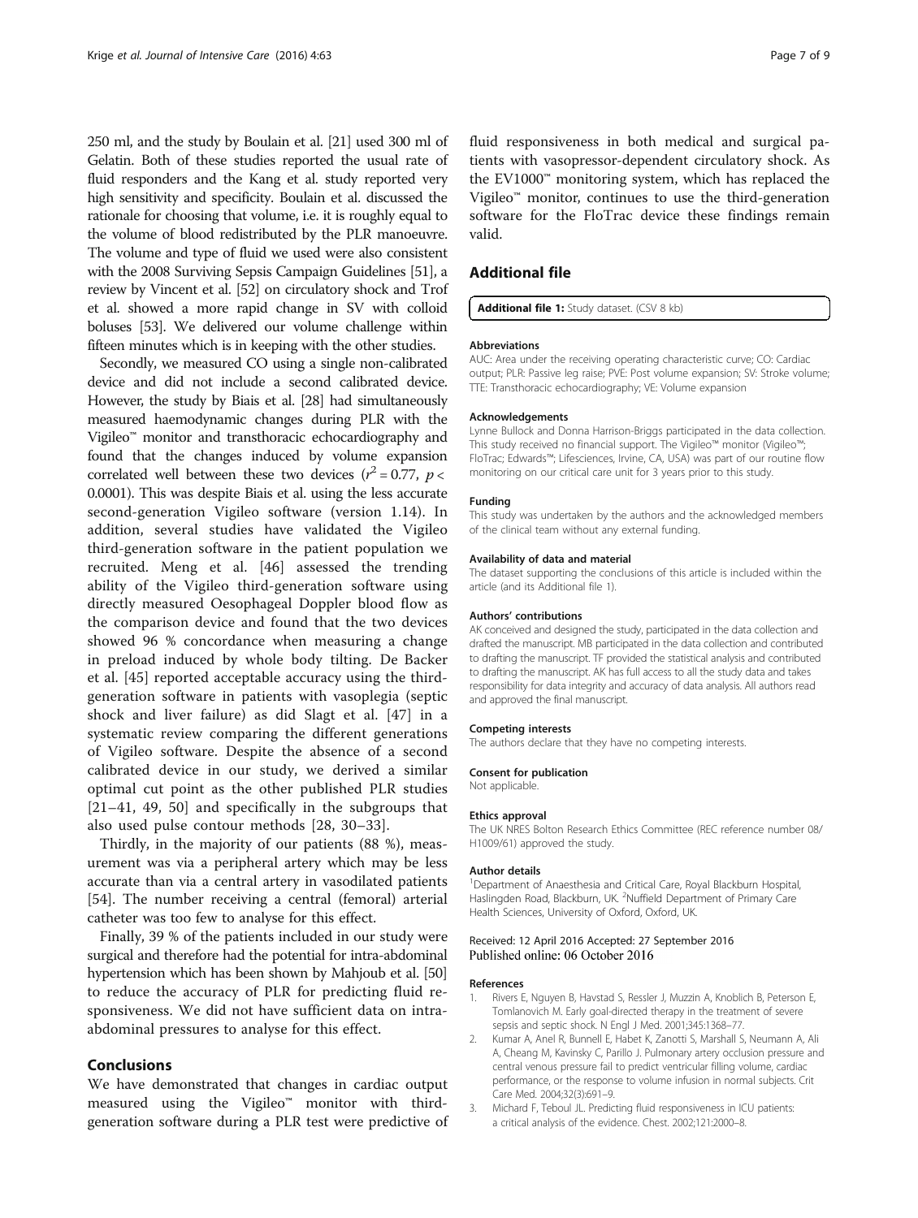250 ml, and the study by Boulain et al. [21] used 300 ml of Gelatin. Both of these studies reported the usual rate of fluid responders and the Kang et al. study reported very high sensitivity and specificity. Boulain et al. discussed the rationale for choosing that volume, i.e. it is roughly equal to the volume of blood redistributed by the PLR manoeuvre. The volume and type of fluid we used were also consistent with the 2008 Surviving Sepsis Campaign Guidelines [51], a review by Vincent et al. [52] on circulatory shock and Trof et al. showed a more rapid change in SV with colloid boluses [53]. We delivered our volume challenge within fifteen minutes which is in keeping with the other studies.

Secondly, we measured CO using a single non-calibrated device and did not include a second calibrated device. However, the study by Biais et al. [28] had simultaneously measured haemodynamic changes during PLR with the Vigileo™ monitor and transthoracic echocardiography and found that the changes induced by volume expansion correlated well between these two devices ($r^2 = 0.77$, $p < 0.0001$). This was despite Biais et al. using the less accurate second-generation Vigileo software (version 1.14). In addition, several studies have validated the Vigileo third-generation software in the patient population we recruited. Meng et al. [46] assessed the trending ability of the Vigileo third-generation software using directly measured Oesophageal Doppler blood flow as the comparison device and found that the two devices showed 96 % concordance when measuring a change in preload induced by whole body tilting. De Backer et al. [45] reported acceptable accuracy using the third-generation software in patients with vasoplegia (septic shock and liver failure) as did Slagt et al. [47] in a systematic review comparing the different generations of Vigileo software. Despite the absence of a second calibrated device in our study, we derived a similar optimal cut point as the other published PLR studies [21–41, 49, 50] and specifically in the subgroups that also used pulse contour methods [28, 30–33].

Thirdly, in the majority of our patients (88 %), measurement was via a peripheral artery which may be less accurate than via a central artery in vasodilated patients [54]. The number receiving a central (femoral) arterial catheter was too few to analyse for this effect.

Finally, 39 % of the patients included in our study were surgical and therefore had the potential for intra-abdominal hypertension which has been shown by Mahjoub et al. [50] to reduce the accuracy of PLR for predicting fluid responsiveness. We did not have sufficient data on intra-abdominal pressures to analyse for this effect.

## Conclusions

We have demonstrated that changes in cardiac output measured using the Vigileo™ monitor with third-generation software during a PLR test were predictive of fluid responsiveness in both medical and surgical patients with vasopressor-dependent circulatory shock. As the EV1000™ monitoring system, which has replaced the Vigileo™ monitor, continues to use the third-generation software for the FloTrac device these findings remain valid.

## Additional file

**Additional file 1:** Study dataset. (CSV 8 kb)

#### Abbreviations

AUC: Area under the receiving operating characteristic curve; CO: Cardiac output; PLR: Passive leg raise; PVE: Post volume expansion; SV: Stroke volume; TTE: Transthoracic echocardiography; VE: Volume expansion

#### Acknowledgements

Lynne Bullock and Donna Harrison-Briggs participated in the data collection. This study received no financial support. The Vigileo™ monitor (Vigileo™; FloTrac; Edwards™; Lifesciences, Irvine, CA, USA) was part of our routine flow monitoring on our critical care unit for 3 years prior to this study.

#### Funding

This study was undertaken by the authors and the acknowledged members of the clinical team without any external funding.

#### Availability of data and material

The dataset supporting the conclusions of this article is included within the article (and its Additional file 1).

#### Authors' contributions

AK conceived and designed the study, participated in the data collection and drafted the manuscript. MB participated in the data collection and contributed to drafting the manuscript. TF provided the statistical analysis and contributed to drafting the manuscript. AK has full access to all the study data and takes responsibility for data integrity and accuracy of data analysis. All authors read and approved the final manuscript.

#### Competing interests

The authors declare that they have no competing interests.

#### Consent for publication

Not applicable.

#### Ethics approval

The UK NRES Bolton Research Ethics Committee (REC reference number 08/H1009/61) approved the study.

#### Author details

[1]Department of Anaesthesia and Critical Care, Royal Blackburn Hospital, Haslingden Road, Blackburn, UK. [2]Nuffield Department of Primary Care Health Sciences, University of Oxford, Oxford, UK.

Received: 12 April 2016 Accepted: 27 September 2016
Published online: 06 October 2016

#### References

1. Rivers E, Nguyen B, Havstad S, Ressler J, Muzzin A, Knoblich B, Peterson E, Tomlanovich M. Early goal-directed therapy in the treatment of severe sepsis and septic shock. N Engl J Med. 2001;345:1368–77.
2. Kumar A, Anel R, Bunnell E, Habet K, Zanotti S, Marshall S, Neumann A, Ali A, Cheang M, Kavinsky C, Parillo J. Pulmonary artery occlusion pressure and central venous pressure fail to predict ventricular filling volume, cardiac performance, or the response to volume infusion in normal subjects. Crit Care Med. 2004;32(3):691–9.
3. Michard F, Teboul JL. Predicting fluid responsiveness in ICU patients: a critical analysis of the evidence. Chest. 2002;121:2000–8.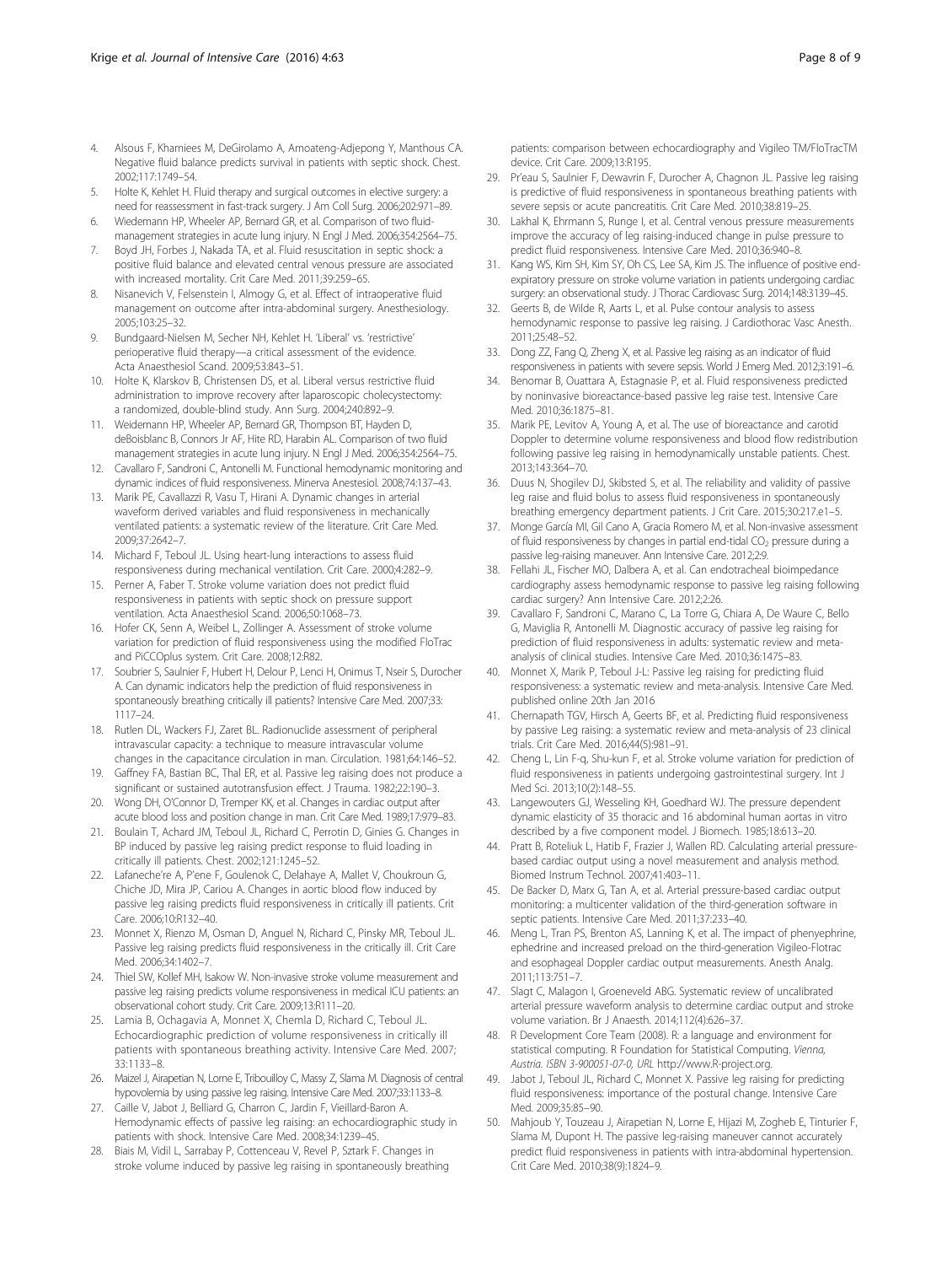4. Alsous F, Khamiees M, DeGirolamo A, Amoateng-Adjepong Y, Manthous CA. Negative fluid balance predicts survival in patients with septic shock. Chest. 2002;117:1749–54.
5. Holte K, Kehlet H. Fluid therapy and surgical outcomes in elective surgery: a need for reassessment in fast-track surgery. J Am Coll Surg. 2006;202:971–89.
6. Wiedemann HP, Wheeler AP, Bernard GR, et al. Comparison of two fluid-management strategies in acute lung injury. N Engl J Med. 2006;354:2564–75.
7. Boyd JH, Forbes J, Nakada TA, et al. Fluid resuscitation in septic shock: a positive fluid balance and elevated central venous pressure are associated with increased mortality. Crit Care Med. 2011;39:259–65.
8. Nisanevich V, Felsenstein I, Almogy G, et al. Effect of intraoperative fluid management on outcome after intra-abdominal surgery. Anesthesiology. 2005;103:25–32.
9. Bundgaard-Nielsen M, Secher NH, Kehlet H. 'Liberal' vs. 'restrictive' perioperative fluid therapy—a critical assessment of the evidence. Acta Anaesthesiol Scand. 2009;53:843–51.
10. Holte K, Klarskov B, Christensen DS, et al. Liberal versus restrictive fluid administration to improve recovery after laparoscopic cholecystectomy: a randomized, double-blind study. Ann Surg. 2004;240:892–9.
11. Weidemann HP, Wheeler AP, Bernard GR, Thompson BT, Hayden D, deBoisblanc B, Connors Jr AF, Hite RD, Harabin AL. Comparison of two fluid management strategies in acute lung injury. N Engl J Med. 2006;354:2564–75.
12. Cavallaro F, Sandroni C, Antonelli M. Functional hemodynamic monitoring and dynamic indices of fluid responsiveness. Minerva Anestesiol. 2008;74:137–43.
13. Marik PE, Cavallazzi R, Vasu T, Hirani A. Dynamic changes in arterial waveform derived variables and fluid responsiveness in mechanically ventilated patients: a systematic review of the literature. Crit Care Med. 2009;37:2642–7.
14. Michard F, Teboul JL. Using heart-lung interactions to assess fluid responsiveness during mechanical ventilation. Crit Care. 2000;4:282–9.
15. Perner A, Faber T. Stroke volume variation does not predict fluid responsiveness in patients with septic shock on pressure support ventilation. Acta Anaesthesiol Scand. 2006;50:1068–73.
16. Hofer CK, Senn A, Weibel L, Zollinger A. Assessment of stroke volume variation for prediction of fluid responsiveness using the modified FloTrac and PiCCOplus system. Crit Care. 2008;12:R82.
17. Soubrier S, Saulnier F, Hubert H, Delour P, Lenci H, Onimus T, Nseir S, Durocher A. Can dynamic indicators help the prediction of fluid responsiveness in spontaneously breathing critically ill patients? Intensive Care Med. 2007;33:1117–24.
18. Rutlen DL, Wackers FJ, Zaret BL. Radionuclide assessment of peripheral intravascular capacity: a technique to measure intravascular volume changes in the capacitance circulation in man. Circulation. 1981;64:146–52.
19. Gaffney FA, Bastian BC, Thal ER, et al. Passive leg raising does not produce a significant or sustained autotransfusion effect. J Trauma. 1982;22:190–3.
20. Wong DH, O'Connor D, Tremper KK, et al. Changes in cardiac output after acute blood loss and position change in man. Crit Care Med. 1989;17:979–83.
21. Boulain T, Achard JM, Teboul JL, Richard C, Perrotin D, Ginies G. Changes in BP induced by passive leg raising predict response to fluid loading in critically ill patients. Chest. 2002;121:1245–52.
22. Lafaneche're A, P'ene F, Goulenok C, Delahaye A, Mallet V, Choukroun G, Chiche JD, Mira JP, Cariou A. Changes in aortic blood flow induced by passive leg raising predicts fluid responsiveness in critically ill patients. Crit Care. 2006;10:R132–40.
23. Monnet X, Rienzo M, Osman D, Anguel N, Richard C, Pinsky MR, Teboul JL. Passive leg raising predicts fluid responsiveness in the critically ill. Crit Care Med. 2006;34:1402–7.
24. Thiel SW, Kollef MH, Isakow W. Non-invasive stroke volume measurement and passive leg raising predicts volume responsiveness in medical ICU patients: an observational cohort study. Crit Care. 2009;13:R111–20.
25. Lamia B, Ochagavia A, Monnet X, Chemla D, Richard C, Teboul JL. Echocardiographic prediction of volume responsiveness in critically ill patients with spontaneous breathing activity. Intensive Care Med. 2007;33:1133–8.
26. Maizel J, Airapetian N, Lorne E, Tribouilloy C, Massy Z, Slama M. Diagnosis of central hypovolemia by using passive leg raising. Intensive Care Med. 2007;33:1133–8.
27. Caille V, Jabot J, Belliard G, Charron C, Jardin F, Vieillard-Baron A. Hemodynamic effects of passive leg raising: an echocardiographic study in patients with shock. Intensive Care Med. 2008;34:1239–45.
28. Biais M, Vidil L, Sarrabay P, Cottenceau V, Revel P, Sztark F. Changes in stroke volume induced by passive leg raising in spontaneously breathing patients: comparison between echocardiography and Vigileo TM/FloTracTM device. Crit Care. 2009;13:R195.
29. Pr'eau S, Saulnier F, Dewavrin F, Durocher A, Chagnon JL. Passive leg raising is predictive of fluid responsiveness in spontaneous breathing patients with severe sepsis or acute pancreatitis. Crit Care Med. 2010;38:819–25.
30. Lakhal K, Ehrmann S, Runge I, et al. Central venous pressure measurements improve the accuracy of leg raising-induced change in pulse pressure to predict fluid responsiveness. Intensive Care Med. 2010;36:940–8.
31. Kang WS, Kim SH, Kim SY, Oh CS, Lee SA, Kim JS. The influence of positive end-expiratory pressure on stroke volume variation in patients undergoing cardiac surgery: an observational study. J Thorac Cardiovasc Surg. 2014;148:3139–45.
32. Geerts B, de Wilde R, Aarts L, et al. Pulse contour analysis to assess hemodynamic response to passive leg raising. J Cardiothorac Vasc Anesth. 2011;25:48–52.
33. Dong ZZ, Fang Q, Zheng X, et al. Passive leg raising as an indicator of fluid responsiveness in patients with severe sepsis. World J Emerg Med. 2012;3:191–6.
34. Benomar B, Ouattara A, Estagnasie P, et al. Fluid responsiveness predicted by noninvasive bioreactance-based passive leg raise test. Intensive Care Med. 2010;36:1875–81.
35. Marik PE, Levitov A, Young A, et al. The use of bioreactance and carotid Doppler to determine volume responsiveness and blood flow redistribution following passive leg raising in hemodynamically unstable patients. Chest. 2013;143:364–70.
36. Duus N, Shogilev DJ, Skibsted S, et al. The reliability and validity of passive leg raise and fluid bolus to assess fluid responsiveness in spontaneously breathing emergency department patients. J Crit Care. 2015;30:217.e1–5.
37. Monge García MI, Gil Cano A, Gracia Romero M, et al. Non-invasive assessment of fluid responsiveness by changes in partial end-tidal $CO_2$ pressure during a passive leg-raising maneuver. Ann Intensive Care. 2012;2:9.
38. Fellahi JL, Fischer MO, Dalbera A, et al. Can endotracheal bioimpedance cardiography assess hemodynamic response to passive leg raising following cardiac surgery? Ann Intensive Care. 2012;2:26.
39. Cavallaro F, Sandroni C, Marano C, La Torre G, Chiara A, De Waure C, Bello G, Maviglia R, Antonelli M. Diagnostic accuracy of passive leg raising for prediction of fluid responsiveness in adults: systematic review and meta-analysis of clinical studies. Intensive Care Med. 2010;36:1475–83.
40. Monnet X, Marik P, Teboul J-L: Passive leg raising for predicting fluid responsiveness: a systematic review and meta-analysis. Intensive Care Med. published online 20th Jan 2016
41. Chernapath TGV, Hirsch A, Geerts BF, et al. Predicting fluid responsiveness by passive Leg raising: a systematic review and meta-analysis of 23 clinical trials. Crit Care Med. 2016;44(5):981–91.
42. Cheng L, Lin F-q, Shu-kun F, et al. Stroke volume variation for prediction of fluid responsiveness in patients undergoing gastrointestinal surgery. Int J Med Sci. 2013;10(2):148–55.
43. Langewouters GJ, Wesseling KH, Goedhard WJ. The pressure dependent dynamic elasticity of 35 thoracic and 16 abdominal human aortas in vitro described by a five component model. J Biomech. 1985;18:613–20.
44. Pratt B, Roteliuk L, Hatib F, Frazier J, Wallen RD. Calculating arterial pressure-based cardiac output using a novel measurement and analysis method. Biomed Instrum Technol. 2007;41:403–11.
45. De Backer D, Marx G, Tan A, et al. Arterial pressure-based cardiac output monitoring: a multicenter validation of the third-generation software in septic patients. Intensive Care Med. 2011;37:233–40.
46. Meng L, Tran PS, Brenton AS, Lanning K, et al. The impact of phenyephrine, ephedrine and increased preload on the third-generation Vigileo-Flotrac and esophageal Doppler cardiac output measurements. Anesth Analg. 2011;113:751–7.
47. Slagt C, Malagon I, Groeneveld ABG. Systematic review of uncalibrated arterial pressure waveform analysis to determine cardiac output and stroke volume variation. Br J Anaesth. 2014;112(4):626–37.
48. R Development Core Team (2008). R: a language and environment for statistical computing. R Foundation for Statistical Computing. *Vienna, Austria. ISBN 3-900051-07-0, URL* http://www.R-project.org.
49. Jabot J, Teboul JL, Richard C, Monnet X. Passive leg raising for predicting fluid responsiveness: importance of the postural change. Intensive Care Med. 2009;35:85–90.
50. Mahjoub Y, Touzeau J, Airapetian N, Lorne E, Hijazi M, Zogheb E, Tinturier F, Slama M, Dupont H. The passive leg-raising maneuver cannot accurately predict fluid responsiveness in patients with intra-abdominal hypertension. Crit Care Med. 2010;38(9):1824–9.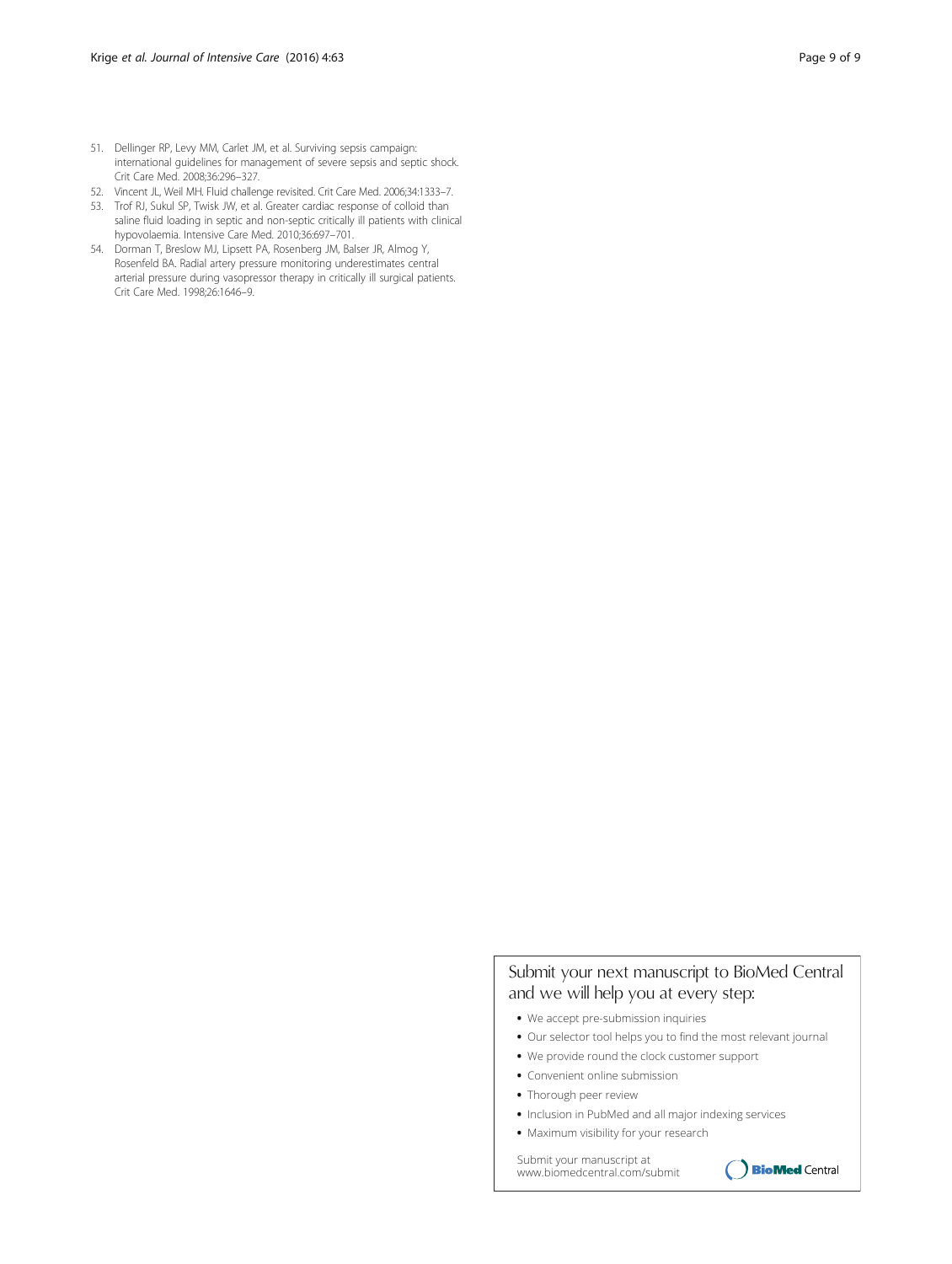51. Dellinger RP, Levy MM, Carlet JM, et al. Surviving sepsis campaign: international guidelines for management of severe sepsis and septic shock. Crit Care Med. 2008;36:296–327.
52. Vincent JL, Weil MH. Fluid challenge revisited. Crit Care Med. 2006;34:1333–7.
53. Trof RJ, Sukul SP, Twisk JW, et al. Greater cardiac response of colloid than saline fluid loading in septic and non-septic critically ill patients with clinical hypovolaemia. Intensive Care Med. 2010;36:697–701.
54. Dorman T, Breslow MJ, Lipsett PA, Rosenberg JM, Balser JR, Almog Y, Rosenfeld BA. Radial artery pressure monitoring underestimates central arterial pressure during vasopressor therapy in critically ill surgical patients. Crit Care Med. 1998;26:1646–9.

Submit your next manuscript to BioMed Central and we will help you at every step:

- We accept pre-submission inquiries
- Our selector tool helps you to find the most relevant journal
- We provide round the clock customer support
- Convenient online submission
- Thorough peer review
- Inclusion in PubMed and all major indexing services
- Maximum visibility for your research

Submit your manuscript at
www.biomedcentral.com/submit

BioMed Central